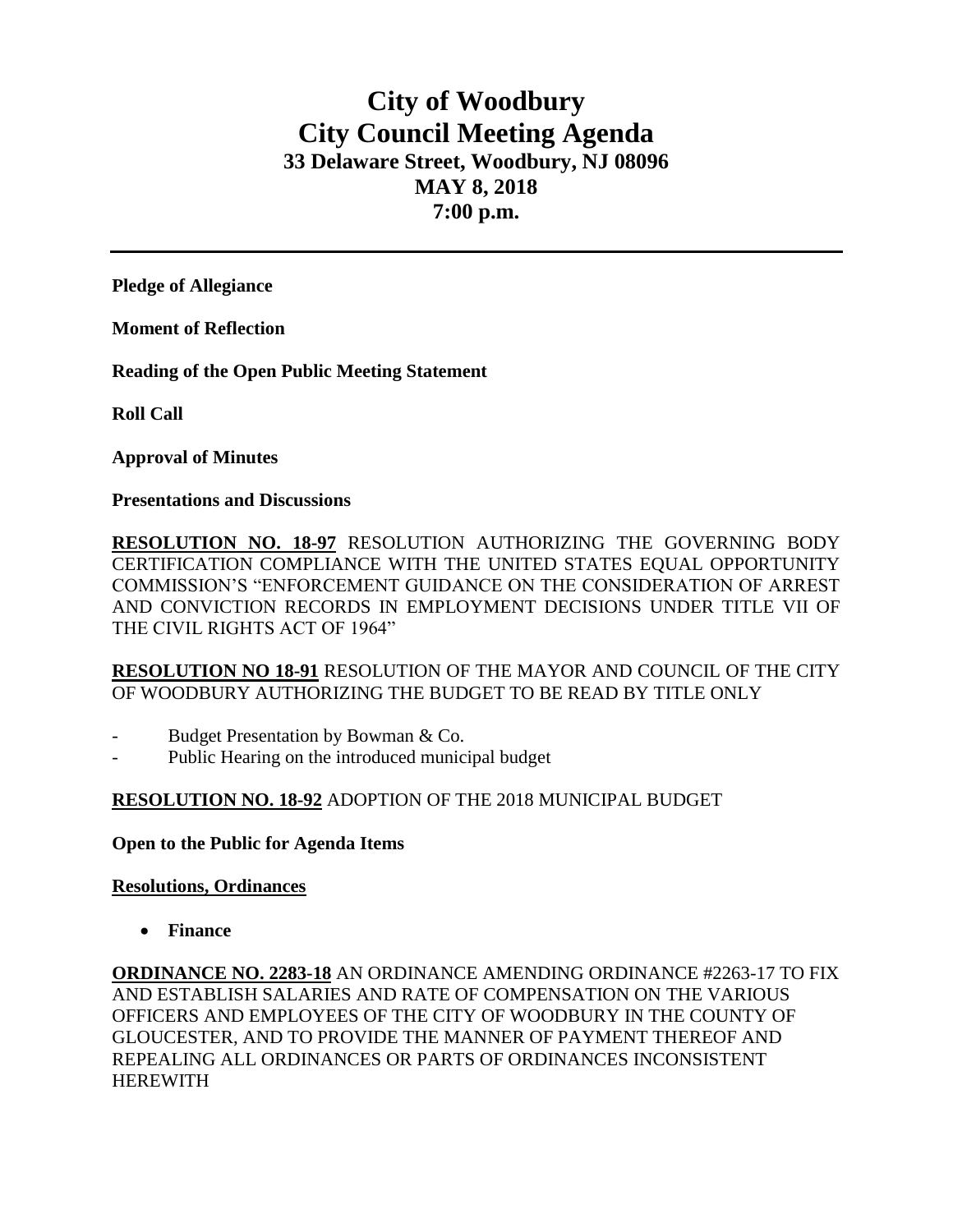# City of Woodbury
# City Council Meeting Agenda
## 33 Delaware Street, Woodbury, NJ 08096
## MAY 8, 2018
## 7:00 p.m.

---

**Pledge of Allegiance**

**Moment of Reflection**

**Reading of the Open Public Meeting Statement**

**Roll Call**

**Approval of Minutes**

**Presentations and Discussions**

**RESOLUTION NO. 18-97** RESOLUTION AUTHORIZING THE GOVERNING BODY CERTIFICATION COMPLIANCE WITH THE UNITED STATES EQUAL OPPORTUNITY COMMISSION'S "ENFORCEMENT GUIDANCE ON THE CONSIDERATION OF ARREST AND CONVICTION RECORDS IN EMPLOYMENT DECISIONS UNDER TITLE VII OF THE CIVIL RIGHTS ACT OF 1964"

**RESOLUTION NO 18-91** RESOLUTION OF THE MAYOR AND COUNCIL OF THE CITY OF WOODBURY AUTHORIZING THE BUDGET TO BE READ BY TITLE ONLY

- Budget Presentation by Bowman & Co.
- Public Hearing on the introduced municipal budget

**RESOLUTION NO. 18-92** ADOPTION OF THE 2018 MUNICIPAL BUDGET

**Open to the Public for Agenda Items**

**Resolutions, Ordinances**

- **Finance**

**ORDINANCE NO. 2283-18** AN ORDINANCE AMENDING ORDINANCE #2263-17 TO FIX AND ESTABLISH SALARIES AND RATE OF COMPENSATION ON THE VARIOUS OFFICERS AND EMPLOYEES OF THE CITY OF WOODBURY IN THE COUNTY OF GLOUCESTER, AND TO PROVIDE THE MANNER OF PAYMENT THEREOF AND REPEALING ALL ORDINANCES OR PARTS OF ORDINANCES INCONSISTENT HEREWITH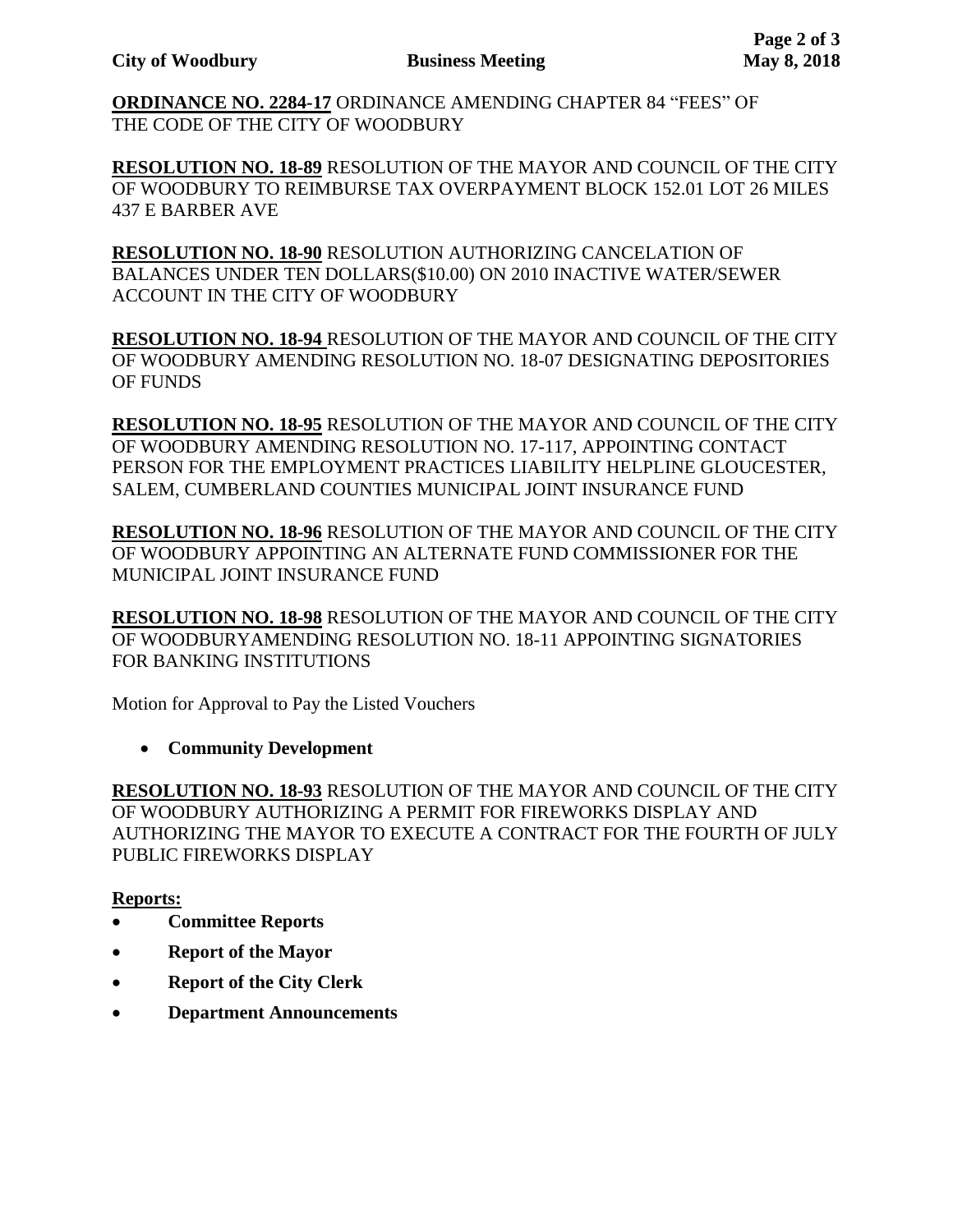**ORDINANCE NO. 2284-17** ORDINANCE AMENDING CHAPTER 84 "FEES" OF THE CODE OF THE CITY OF WOODBURY

**RESOLUTION NO. 18-89** RESOLUTION OF THE MAYOR AND COUNCIL OF THE CITY OF WOODBURY TO REIMBURSE TAX OVERPAYMENT BLOCK 152.01 LOT 26 MILES 437 E BARBER AVE

**RESOLUTION NO. 18-90** RESOLUTION AUTHORIZING CANCELATION OF BALANCES UNDER TEN DOLLARS($10.00) ON 2010 INACTIVE WATER/SEWER ACCOUNT IN THE CITY OF WOODBURY

**RESOLUTION NO. 18-94** RESOLUTION OF THE MAYOR AND COUNCIL OF THE CITY OF WOODBURY AMENDING RESOLUTION NO. 18-07 DESIGNATING DEPOSITORIES OF FUNDS

**RESOLUTION NO. 18-95** RESOLUTION OF THE MAYOR AND COUNCIL OF THE CITY OF WOODBURY AMENDING RESOLUTION NO. 17-117, APPOINTING CONTACT PERSON FOR THE EMPLOYMENT PRACTICES LIABILITY HELPLINE GLOUCESTER, SALEM, CUMBERLAND COUNTIES MUNICIPAL JOINT INSURANCE FUND

**RESOLUTION NO. 18-96** RESOLUTION OF THE MAYOR AND COUNCIL OF THE CITY OF WOODBURY APPOINTING AN ALTERNATE FUND COMMISSIONER FOR THE MUNICIPAL JOINT INSURANCE FUND

**RESOLUTION NO. 18-98** RESOLUTION OF THE MAYOR AND COUNCIL OF THE CITY OF WOODBURYAMENDING RESOLUTION NO. 18-11 APPOINTING SIGNATORIES FOR BANKING INSTITUTIONS

Motion for Approval to Pay the Listed Vouchers

- **Community Development**

**RESOLUTION NO. 18-93** RESOLUTION OF THE MAYOR AND COUNCIL OF THE CITY OF WOODBURY AUTHORIZING A PERMIT FOR FIREWORKS DISPLAY AND AUTHORIZING THE MAYOR TO EXECUTE A CONTRACT FOR THE FOURTH OF JULY PUBLIC FIREWORKS DISPLAY

**Reports:**

- **Committee Reports**
- **Report of the Mayor**
- **Report of the City Clerk**
- **Department Announcements**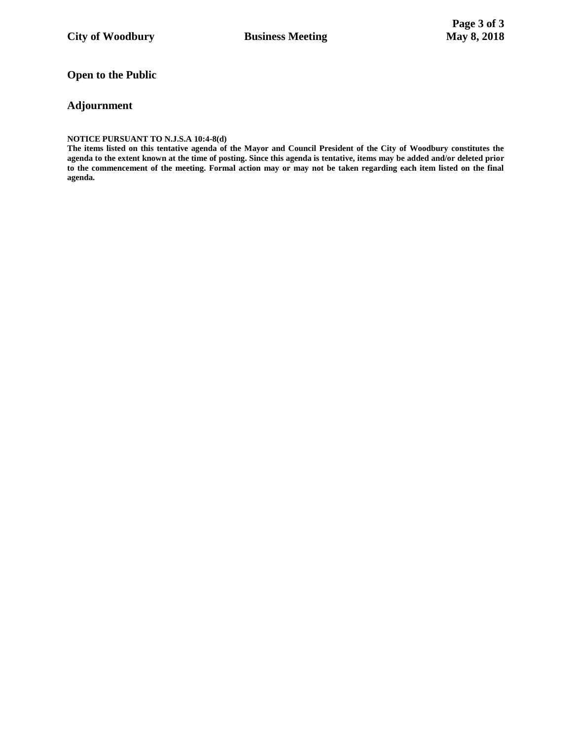## Open to the Public

## Adjournment

**NOTICE PURSUANT TO N.J.S.A 10:4-8(d)**
**The items listed on this tentative agenda of the Mayor and Council President of the City of Woodbury constitutes the agenda to the extent known at the time of posting. Since this agenda is tentative, items may be added and/or deleted prior to the commencement of the meeting. Formal action may or may not be taken regarding each item listed on the final agenda.**